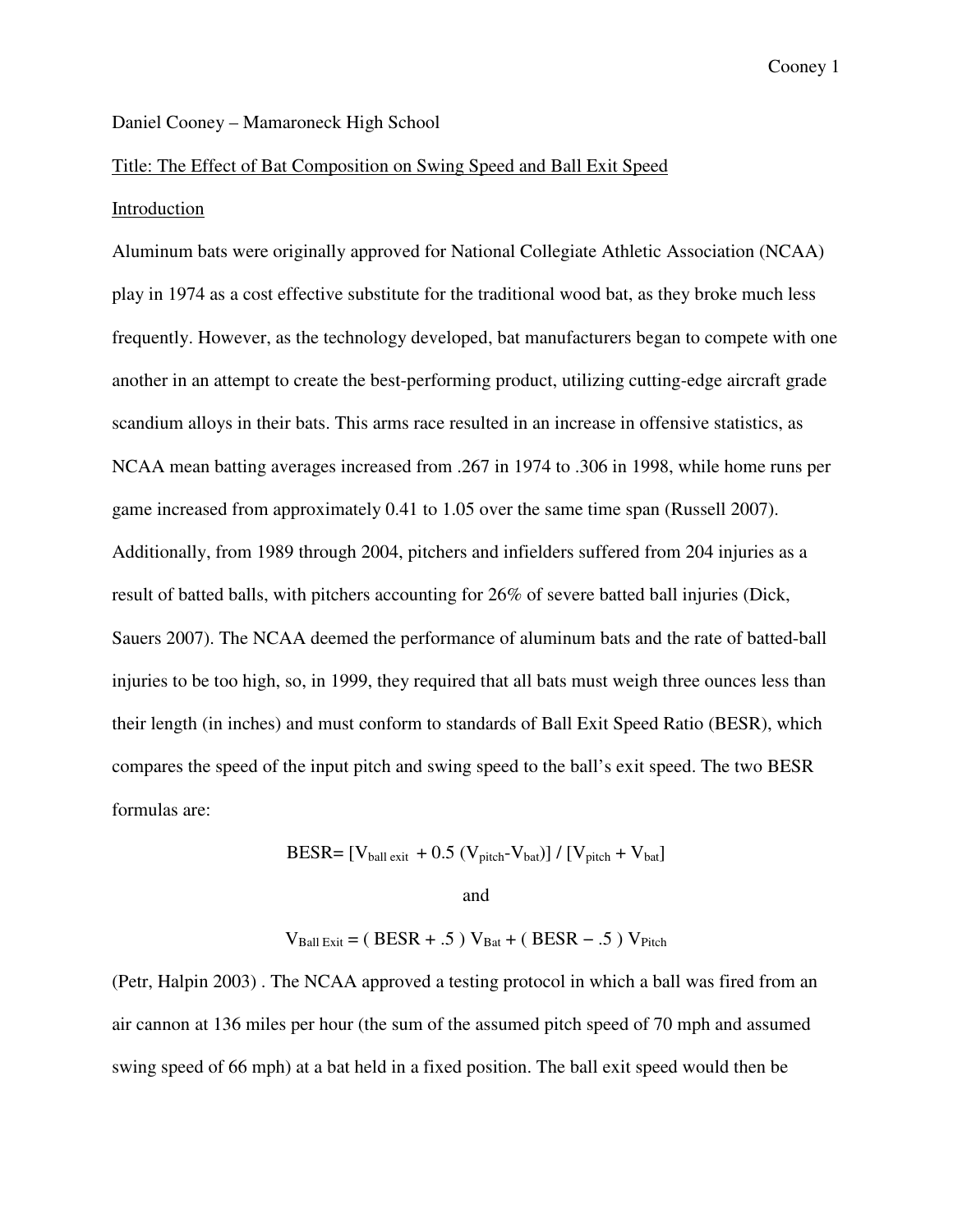Daniel Cooney – Mamaroneck High School

Title: The Effect of Bat Composition on Swing Speed and Ball Exit Speed

## Introduction

Aluminum bats were originally approved for National Collegiate Athletic Association (NCAA) play in 1974 as a cost effective substitute for the traditional wood bat, as they broke much less frequently. However, as the technology developed, bat manufacturers began to compete with one another in an attempt to create the best-performing product, utilizing cutting-edge aircraft grade scandium alloys in their bats. This arms race resulted in an increase in offensive statistics, as NCAA mean batting averages increased from .267 in 1974 to .306 in 1998, while home runs per game increased from approximately 0.41 to 1.05 over the same time span (Russell 2007). Additionally, from 1989 through 2004, pitchers and infielders suffered from 204 injuries as a result of batted balls, with pitchers accounting for 26% of severe batted ball injuries (Dick, Sauers 2007). The NCAA deemed the performance of aluminum bats and the rate of batted-ball injuries to be too high, so, in 1999, they required that all bats must weigh three ounces less than their length (in inches) and must conform to standards of Ball Exit Speed Ratio (BESR), which compares the speed of the input pitch and swing speed to the ball's exit speed. The two BESR formulas are:

$$BESR = [V_{ball\ exit} + 0.5\ (V_{pitch} - V_{bat})] \ / \ [V_{pitch} + V_{bat}]$$

and

$$V_{Ball\ Exit} = (\ BESR + .5\ )\ V_{Bat} + (\ BESR - .5\ )\ V_{Pitch}$$

(Petr, Halpin 2003) . The NCAA approved a testing protocol in which a ball was fired from an air cannon at 136 miles per hour (the sum of the assumed pitch speed of 70 mph and assumed swing speed of 66 mph) at a bat held in a fixed position. The ball exit speed would then be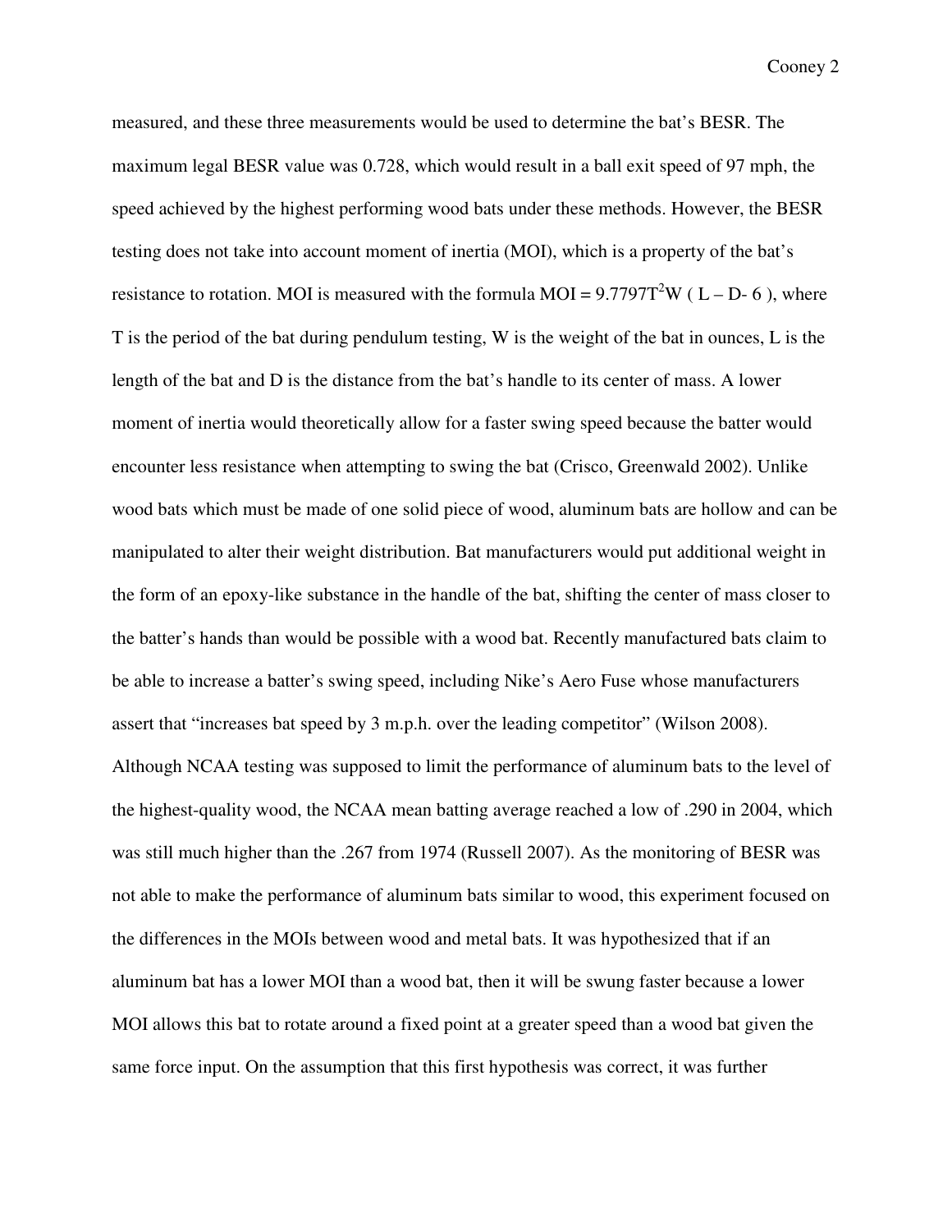measured, and these three measurements would be used to determine the bat's BESR. The maximum legal BESR value was 0.728, which would result in a ball exit speed of 97 mph, the speed achieved by the highest performing wood bats under these methods. However, the BESR testing does not take into account moment of inertia (MOI), which is a property of the bat's resistance to rotation. MOI is measured with the formula $MOI = 9.7797T^2W\ ( L – D- 6\ )$, where T is the period of the bat during pendulum testing, W is the weight of the bat in ounces, L is the length of the bat and D is the distance from the bat's handle to its center of mass. A lower moment of inertia would theoretically allow for a faster swing speed because the batter would encounter less resistance when attempting to swing the bat (Crisco, Greenwald 2002). Unlike wood bats which must be made of one solid piece of wood, aluminum bats are hollow and can be manipulated to alter their weight distribution. Bat manufacturers would put additional weight in the form of an epoxy-like substance in the handle of the bat, shifting the center of mass closer to the batter's hands than would be possible with a wood bat. Recently manufactured bats claim to be able to increase a batter's swing speed, including Nike's Aero Fuse whose manufacturers assert that "increases bat speed by 3 m.p.h. over the leading competitor" (Wilson 2008). Although NCAA testing was supposed to limit the performance of aluminum bats to the level of the highest-quality wood, the NCAA mean batting average reached a low of .290 in 2004, which was still much higher than the .267 from 1974 (Russell 2007). As the monitoring of BESR was not able to make the performance of aluminum bats similar to wood, this experiment focused on the differences in the MOIs between wood and metal bats. It was hypothesized that if an aluminum bat has a lower MOI than a wood bat, then it will be swung faster because a lower MOI allows this bat to rotate around a fixed point at a greater speed than a wood bat given the same force input. On the assumption that this first hypothesis was correct, it was further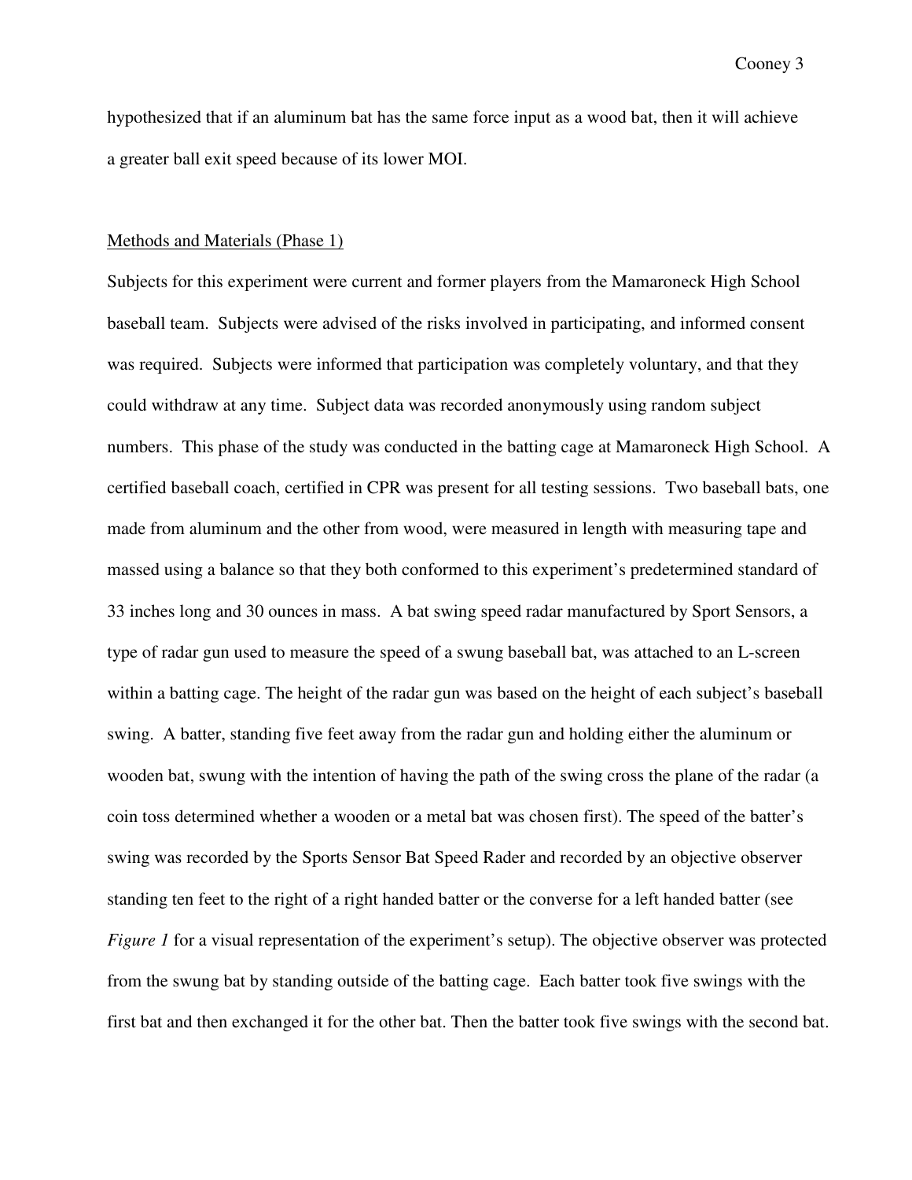hypothesized that if an aluminum bat has the same force input as a wood bat, then it will achieve a greater ball exit speed because of its lower MOI.

## Methods and Materials (Phase 1)

Subjects for this experiment were current and former players from the Mamaroneck High School baseball team. Subjects were advised of the risks involved in participating, and informed consent was required. Subjects were informed that participation was completely voluntary, and that they could withdraw at any time. Subject data was recorded anonymously using random subject numbers. This phase of the study was conducted in the batting cage at Mamaroneck High School. A certified baseball coach, certified in CPR was present for all testing sessions. Two baseball bats, one made from aluminum and the other from wood, were measured in length with measuring tape and massed using a balance so that they both conformed to this experiment's predetermined standard of 33 inches long and 30 ounces in mass. A bat swing speed radar manufactured by Sport Sensors, a type of radar gun used to measure the speed of a swung baseball bat, was attached to an L-screen within a batting cage. The height of the radar gun was based on the height of each subject's baseball swing. A batter, standing five feet away from the radar gun and holding either the aluminum or wooden bat, swung with the intention of having the path of the swing cross the plane of the radar (a coin toss determined whether a wooden or a metal bat was chosen first). The speed of the batter's swing was recorded by the Sports Sensor Bat Speed Rader and recorded by an objective observer standing ten feet to the right of a right handed batter or the converse for a left handed batter (see *Figure 1* for a visual representation of the experiment's setup). The objective observer was protected from the swung bat by standing outside of the batting cage. Each batter took five swings with the first bat and then exchanged it for the other bat. Then the batter took five swings with the second bat.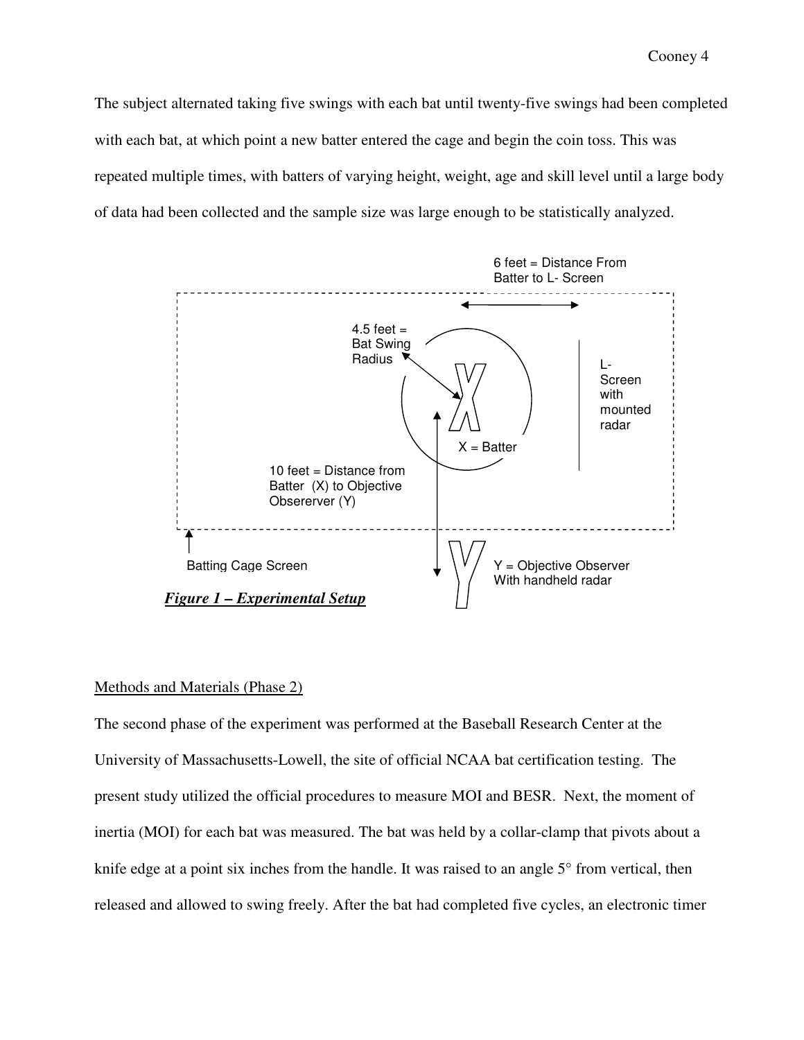The subject alternated taking five swings with each bat until twenty-five swings had been completed with each bat, at which point a new batter entered the cage and begin the coin toss. This was repeated multiple times, with batters of varying height, weight, age and skill level until a large body of data had been collected and the sample size was large enough to be statistically analyzed.

6 feet = Distance From Batter to L- Screen

4.5 feet = Bat Swing Radius

L-Screen with mounted radar

X = Batter

10 feet = Distance from Batter (X) to Objective Obsererver (Y)

Batting Cage Screen

Y = Objective Observer With handheld radar

***Figure 1 – Experimental Setup***

## Methods and Materials (Phase 2)

The second phase of the experiment was performed at the Baseball Research Center at the University of Massachusetts-Lowell, the site of official NCAA bat certification testing. The present study utilized the official procedures to measure MOI and BESR. Next, the moment of inertia (MOI) for each bat was measured. The bat was held by a collar-clamp that pivots about a knife edge at a point six inches from the handle. It was raised to an angle 5° from vertical, then released and allowed to swing freely. After the bat had completed five cycles, an electronic timer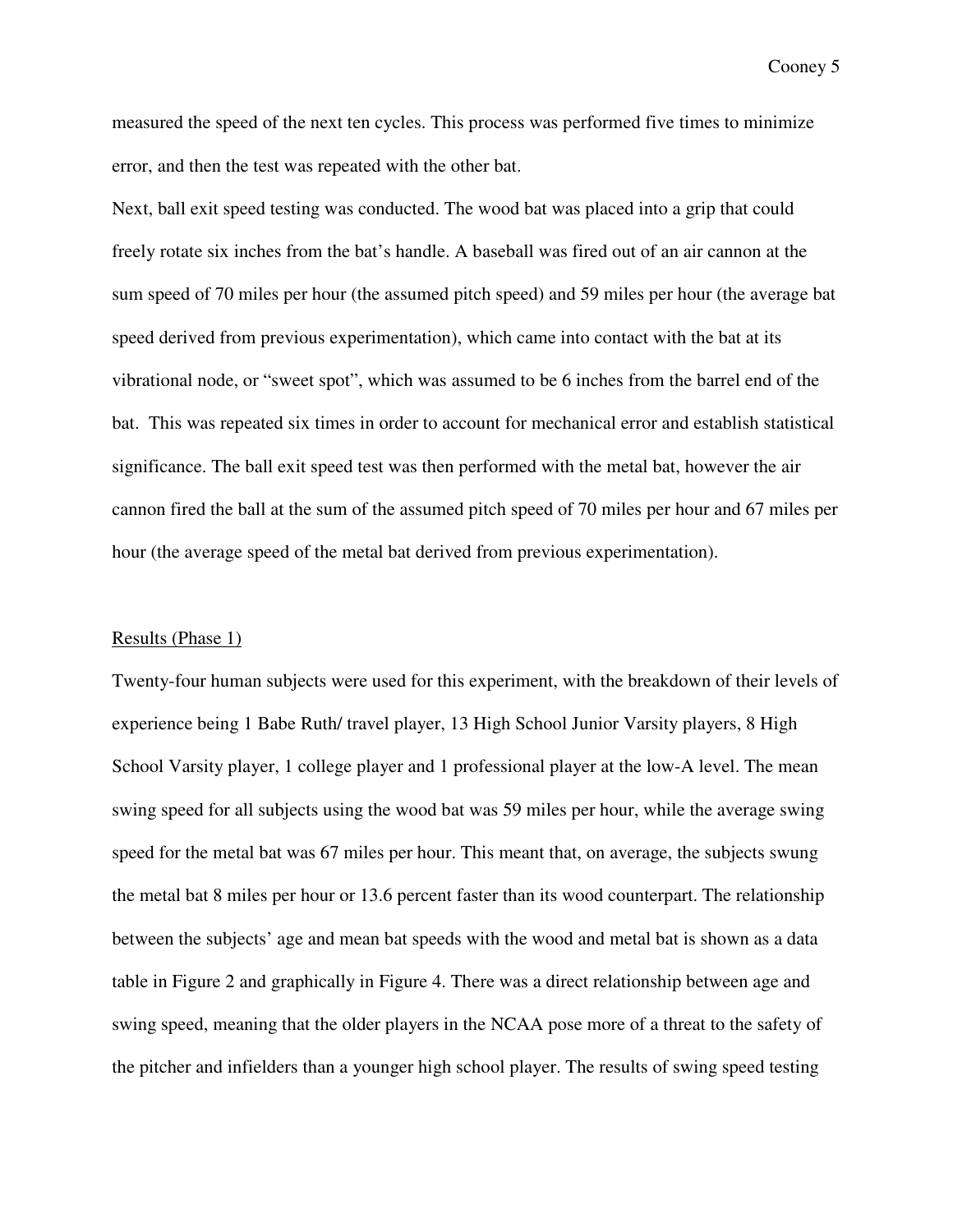measured the speed of the next ten cycles. This process was performed five times to minimize error, and then the test was repeated with the other bat.

Next, ball exit speed testing was conducted. The wood bat was placed into a grip that could freely rotate six inches from the bat's handle. A baseball was fired out of an air cannon at the sum speed of 70 miles per hour (the assumed pitch speed) and 59 miles per hour (the average bat speed derived from previous experimentation), which came into contact with the bat at its vibrational node, or "sweet spot", which was assumed to be 6 inches from the barrel end of the bat. This was repeated six times in order to account for mechanical error and establish statistical significance. The ball exit speed test was then performed with the metal bat, however the air cannon fired the ball at the sum of the assumed pitch speed of 70 miles per hour and 67 miles per hour (the average speed of the metal bat derived from previous experimentation).

## Results (Phase 1)

Twenty-four human subjects were used for this experiment, with the breakdown of their levels of experience being 1 Babe Ruth/ travel player, 13 High School Junior Varsity players, 8 High School Varsity player, 1 college player and 1 professional player at the low-A level. The mean swing speed for all subjects using the wood bat was 59 miles per hour, while the average swing speed for the metal bat was 67 miles per hour. This meant that, on average, the subjects swung the metal bat 8 miles per hour or 13.6 percent faster than its wood counterpart. The relationship between the subjects' age and mean bat speeds with the wood and metal bat is shown as a data table in Figure 2 and graphically in Figure 4. There was a direct relationship between age and swing speed, meaning that the older players in the NCAA pose more of a threat to the safety of the pitcher and infielders than a younger high school player. The results of swing speed testing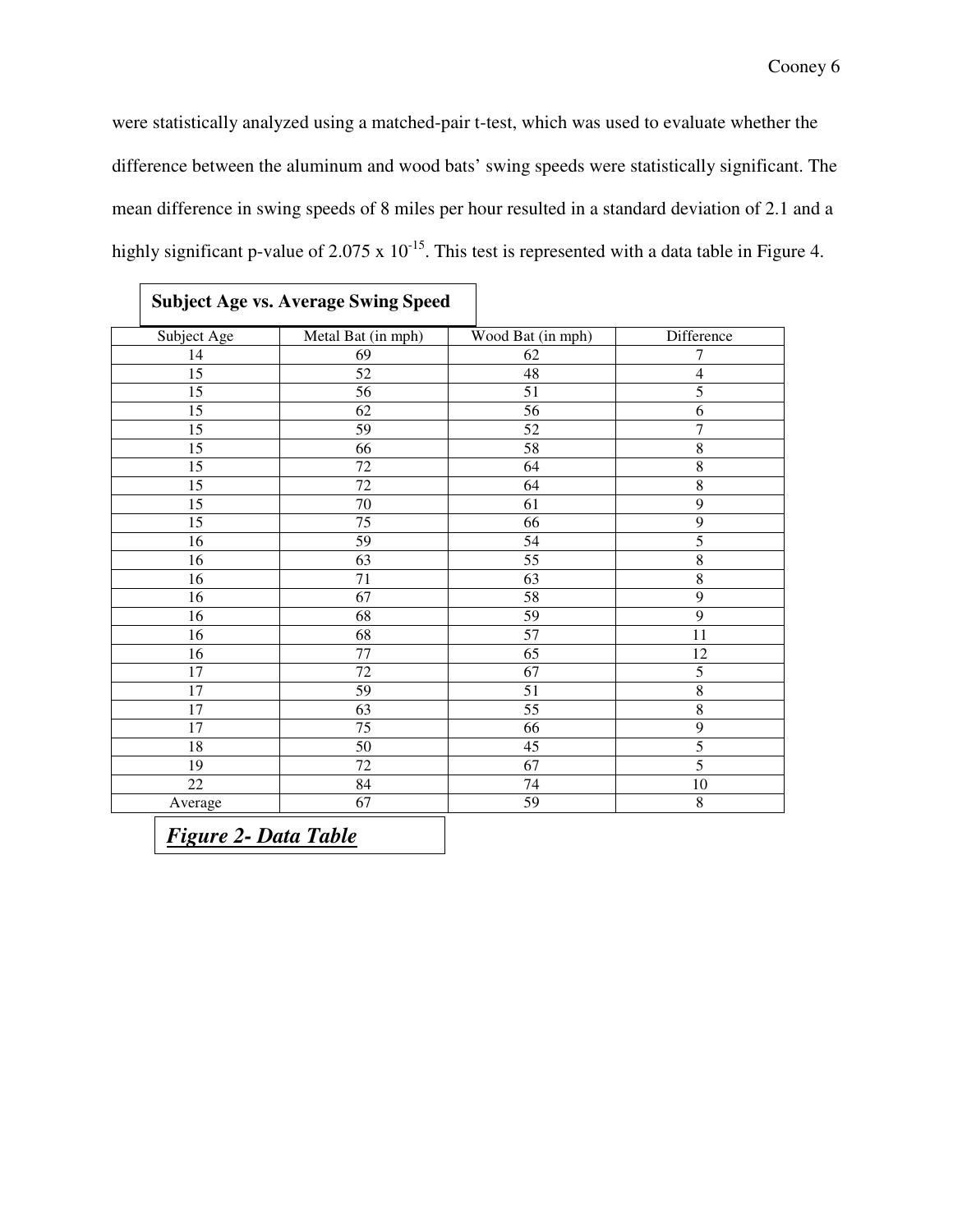were statistically analyzed using a matched-pair t-test, which was used to evaluate whether the difference between the aluminum and wood bats' swing speeds were statistically significant. The mean difference in swing speeds of 8 miles per hour resulted in a standard deviation of 2.1 and a highly significant p-value of $2.075 \times 10^{-15}$. This test is represented with a data table in Figure 4.

**Subject Age vs. Average Swing Speed**

| Subject Age | Metal Bat (in mph) | Wood Bat (in mph) | Difference |
|---|---|---|---|
| 14 | 69 | 62 | 7 |
| 15 | 52 | 48 | 4 |
| 15 | 56 | 51 | 5 |
| 15 | 62 | 56 | 6 |
| 15 | 59 | 52 | 7 |
| 15 | 66 | 58 | 8 |
| 15 | 72 | 64 | 8 |
| 15 | 72 | 64 | 8 |
| 15 | 70 | 61 | 9 |
| 15 | 75 | 66 | 9 |
| 16 | 59 | 54 | 5 |
| 16 | 63 | 55 | 8 |
| 16 | 71 | 63 | 8 |
| 16 | 67 | 58 | 9 |
| 16 | 68 | 59 | 9 |
| 16 | 68 | 57 | 11 |
| 16 | 77 | 65 | 12 |
| 17 | 72 | 67 | 5 |
| 17 | 59 | 51 | 8 |
| 17 | 63 | 55 | 8 |
| 17 | 75 | 66 | 9 |
| 18 | 50 | 45 | 5 |
| 19 | 72 | 67 | 5 |
| 22 | 84 | 74 | 10 |
| Average | 67 | 59 | 8 |

***Figure 2- Data Table***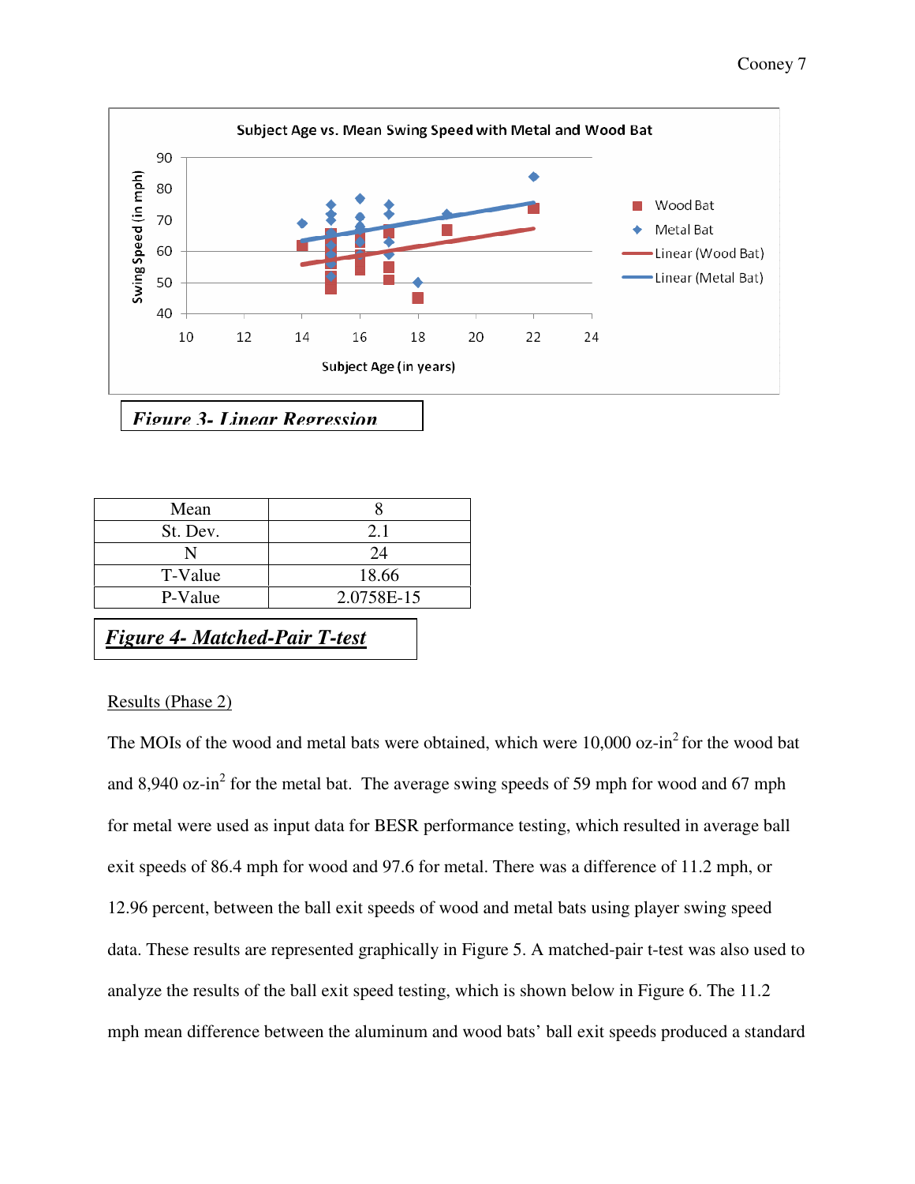Figure 3- Linear Regression

| Mean | 8 |
|---|---|
| St. Dev. | 2.1 |
| N | 24 |
| T-Value | 18.66 |
| P-Value | 2.0758E-15 |

***Figure 4- Matched-Pair T-test***

Results (Phase 2)

The MOIs of the wood and metal bats were obtained, which were 10,000 oz-in$^2$ for the wood bat and 8,940 oz-in$^2$ for the metal bat. The average swing speeds of 59 mph for wood and 67 mph for metal were used as input data for BESR performance testing, which resulted in average ball exit speeds of 86.4 mph for wood and 97.6 for metal. There was a difference of 11.2 mph, or 12.96 percent, between the ball exit speeds of wood and metal bats using player swing speed data. These results are represented graphically in Figure 5. A matched-pair t-test was also used to analyze the results of the ball exit speed testing, which is shown below in Figure 6. The 11.2 mph mean difference between the aluminum and wood bats' ball exit speeds produced a standard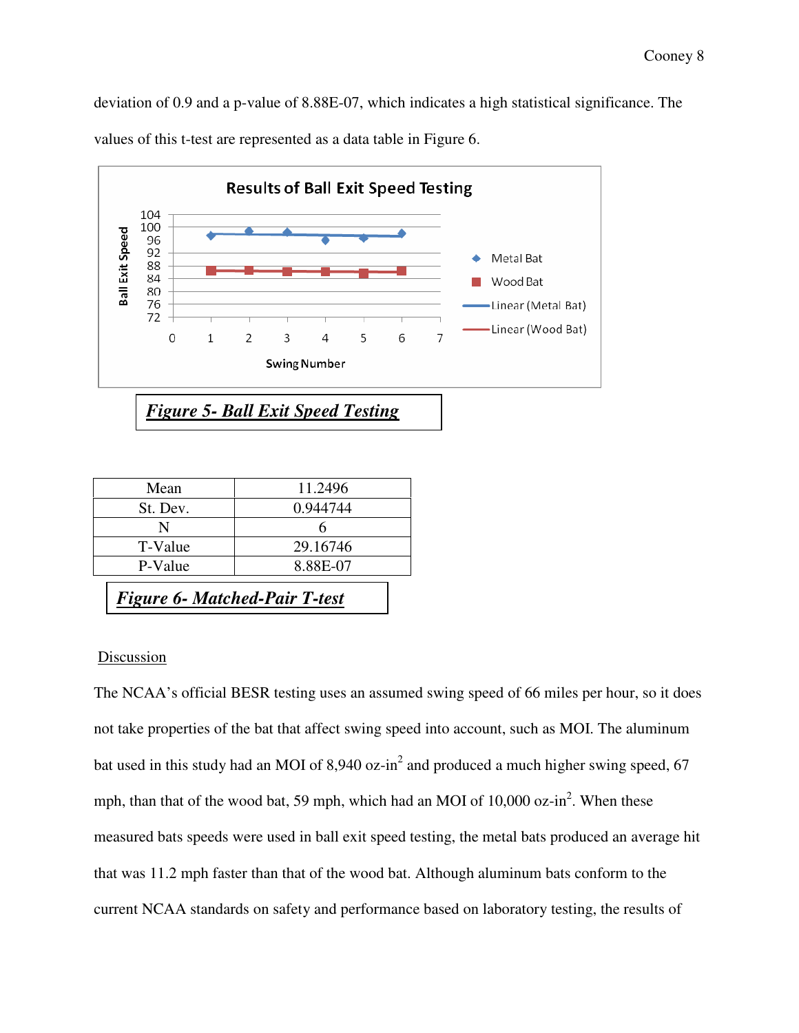deviation of 0.9 and a p-value of 8.88E-07, which indicates a high statistical significance. The values of this t-test are represented as a data table in Figure 6.

***Figure 5- Ball Exit Speed Testing***

| Mean | 11.2496 |
|---|---|
| St. Dev. | 0.944744 |
| N | 6 |
| T-Value | 29.16746 |
| P-Value | 8.88E-07 |

***Figure 6- Matched-Pair T-test***

## Discussion

The NCAA's official BESR testing uses an assumed swing speed of 66 miles per hour, so it does not take properties of the bat that affect swing speed into account, such as MOI. The aluminum bat used in this study had an MOI of 8,940 oz-in$^2$ and produced a much higher swing speed, 67 mph, than that of the wood bat, 59 mph, which had an MOI of 10,000 oz-in$^2$. When these measured bats speeds were used in ball exit speed testing, the metal bats produced an average hit that was 11.2 mph faster than that of the wood bat. Although aluminum bats conform to the current NCAA standards on safety and performance based on laboratory testing, the results of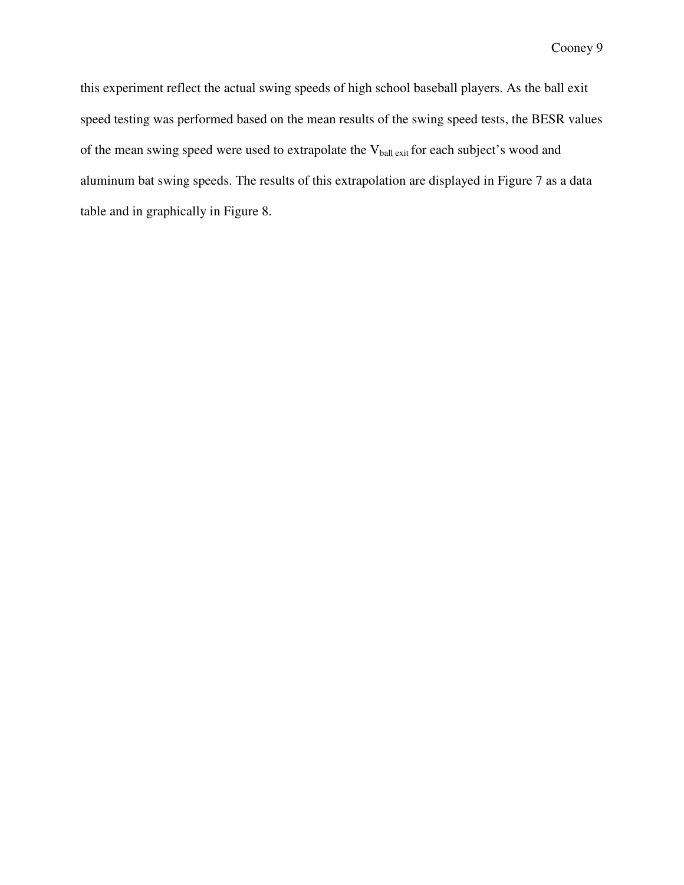this experiment reflect the actual swing speeds of high school baseball players. As the ball exit speed testing was performed based on the mean results of the swing speed tests, the BESR values of the mean swing speed were used to extrapolate the $V_{ball\ exit}$ for each subject's wood and aluminum bat swing speeds. The results of this extrapolation are displayed in Figure 7 as a data table and in graphically in Figure 8.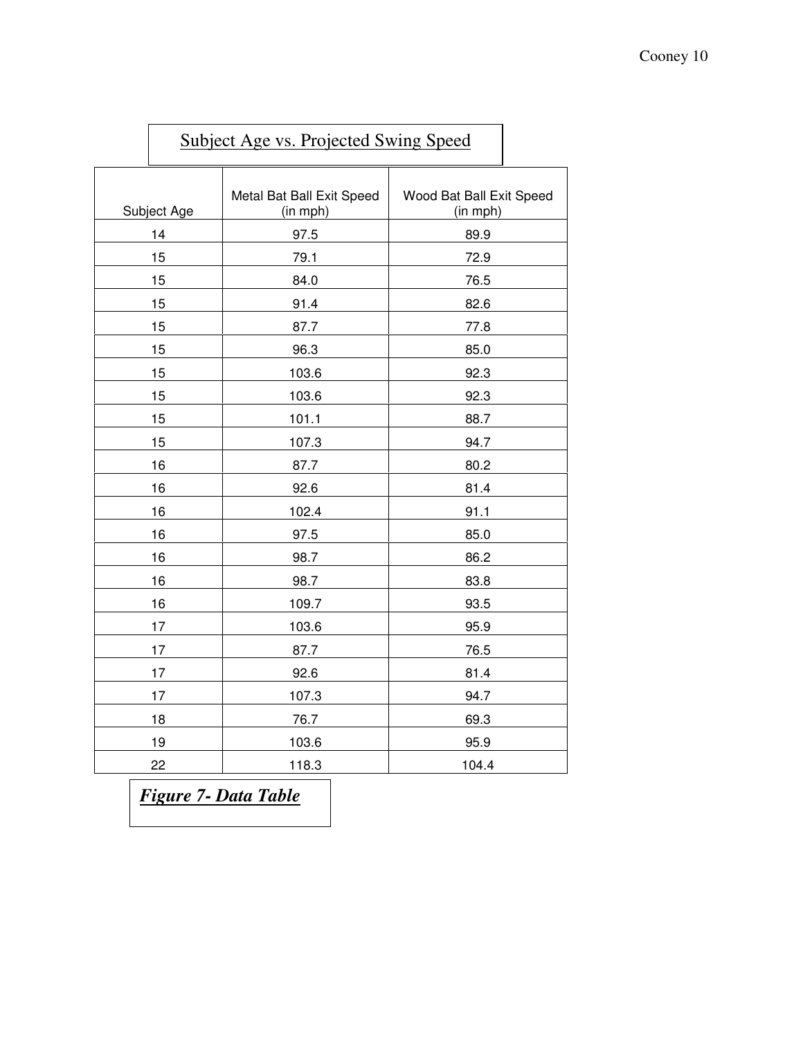Subject Age vs. Projected Swing Speed

| Subject Age | Metal Bat Ball Exit Speed (in mph) | Wood Bat Ball Exit Speed (in mph) |
| --- | --- | --- |
| 14 | 97.5 | 89.9 |
| 15 | 79.1 | 72.9 |
| 15 | 84.0 | 76.5 |
| 15 | 91.4 | 82.6 |
| 15 | 87.7 | 77.8 |
| 15 | 96.3 | 85.0 |
| 15 | 103.6 | 92.3 |
| 15 | 103.6 | 92.3 |
| 15 | 101.1 | 88.7 |
| 15 | 107.3 | 94.7 |
| 16 | 87.7 | 80.2 |
| 16 | 92.6 | 81.4 |
| 16 | 102.4 | 91.1 |
| 16 | 97.5 | 85.0 |
| 16 | 98.7 | 86.2 |
| 16 | 98.7 | 83.8 |
| 16 | 109.7 | 93.5 |
| 17 | 103.6 | 95.9 |
| 17 | 87.7 | 76.5 |
| 17 | 92.6 | 81.4 |
| 17 | 107.3 | 94.7 |
| 18 | 76.7 | 69.3 |
| 19 | 103.6 | 95.9 |
| 22 | 118.3 | 104.4 |

***Figure 7- Data Table***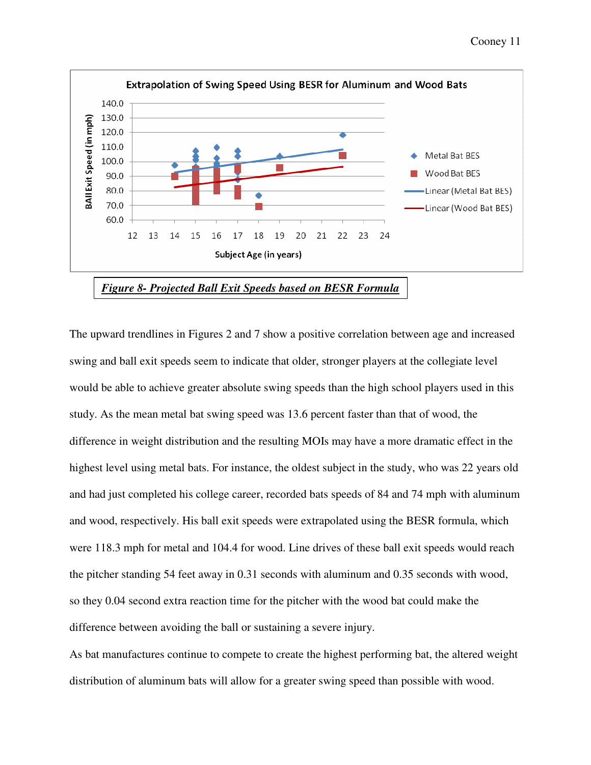Figure 8- Projected Ball Exit Speeds based on BESR Formula

The upward trendlines in Figures 2 and 7 show a positive correlation between age and increased swing and ball exit speeds seem to indicate that older, stronger players at the collegiate level would be able to achieve greater absolute swing speeds than the high school players used in this study. As the mean metal bat swing speed was 13.6 percent faster than that of wood, the difference in weight distribution and the resulting MOIs may have a more dramatic effect in the highest level using metal bats. For instance, the oldest subject in the study, who was 22 years old and had just completed his college career, recorded bats speeds of 84 and 74 mph with aluminum and wood, respectively. His ball exit speeds were extrapolated using the BESR formula, which were 118.3 mph for metal and 104.4 for wood. Line drives of these ball exit speeds would reach the pitcher standing 54 feet away in 0.31 seconds with aluminum and 0.35 seconds with wood, so they 0.04 second extra reaction time for the pitcher with the wood bat could make the difference between avoiding the ball or sustaining a severe injury.

As bat manufactures continue to compete to create the highest performing bat, the altered weight distribution of aluminum bats will allow for a greater swing speed than possible with wood.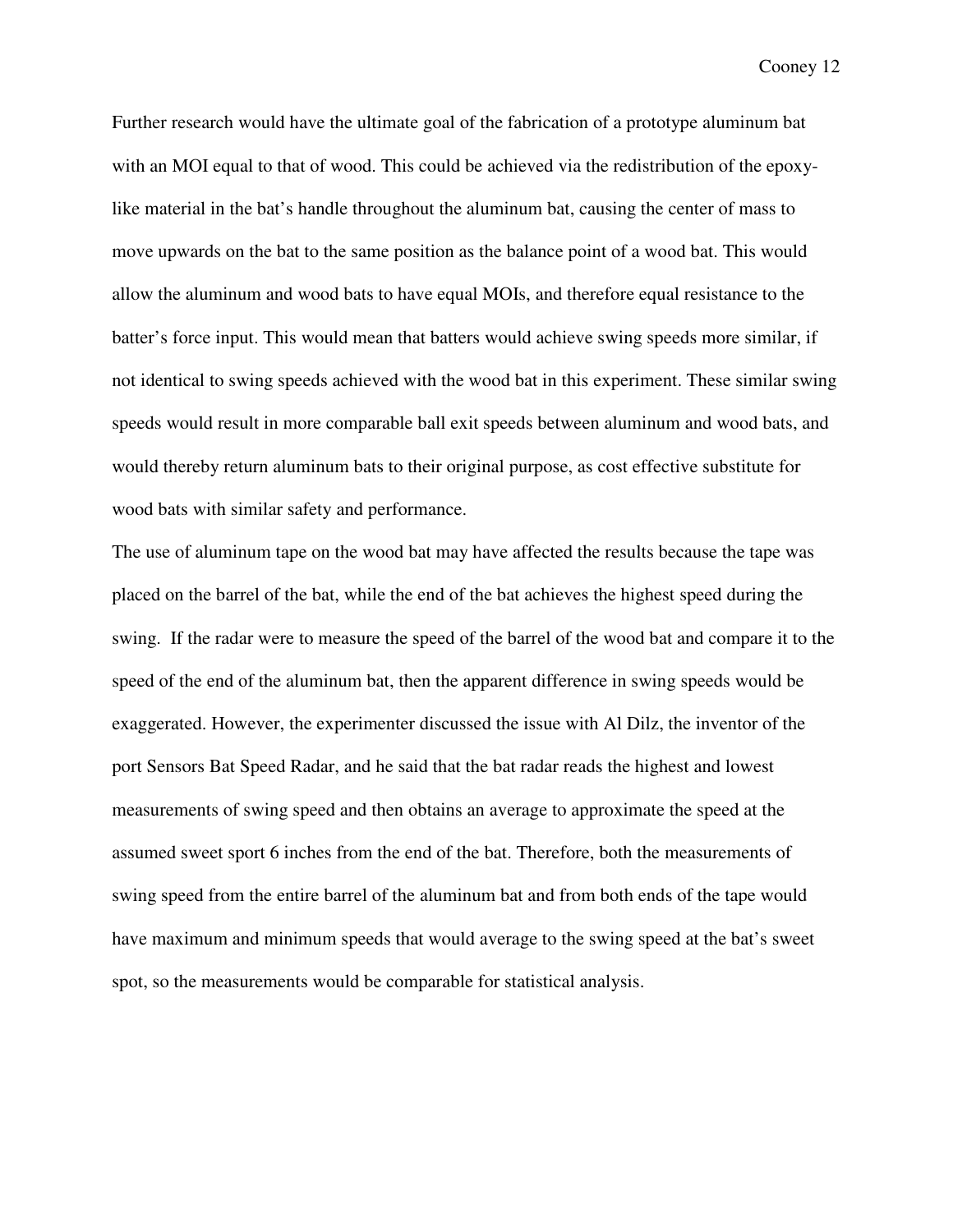Further research would have the ultimate goal of the fabrication of a prototype aluminum bat with an MOI equal to that of wood. This could be achieved via the redistribution of the epoxy-like material in the bat's handle throughout the aluminum bat, causing the center of mass to move upwards on the bat to the same position as the balance point of a wood bat. This would allow the aluminum and wood bats to have equal MOIs, and therefore equal resistance to the batter's force input. This would mean that batters would achieve swing speeds more similar, if not identical to swing speeds achieved with the wood bat in this experiment. These similar swing speeds would result in more comparable ball exit speeds between aluminum and wood bats, and would thereby return aluminum bats to their original purpose, as cost effective substitute for wood bats with similar safety and performance.

The use of aluminum tape on the wood bat may have affected the results because the tape was placed on the barrel of the bat, while the end of the bat achieves the highest speed during the swing. If the radar were to measure the speed of the barrel of the wood bat and compare it to the speed of the end of the aluminum bat, then the apparent difference in swing speeds would be exaggerated. However, the experimenter discussed the issue with Al Dilz, the inventor of the port Sensors Bat Speed Radar, and he said that the bat radar reads the highest and lowest measurements of swing speed and then obtains an average to approximate the speed at the assumed sweet sport 6 inches from the end of the bat. Therefore, both the measurements of swing speed from the entire barrel of the aluminum bat and from both ends of the tape would have maximum and minimum speeds that would average to the swing speed at the bat's sweet spot, so the measurements would be comparable for statistical analysis.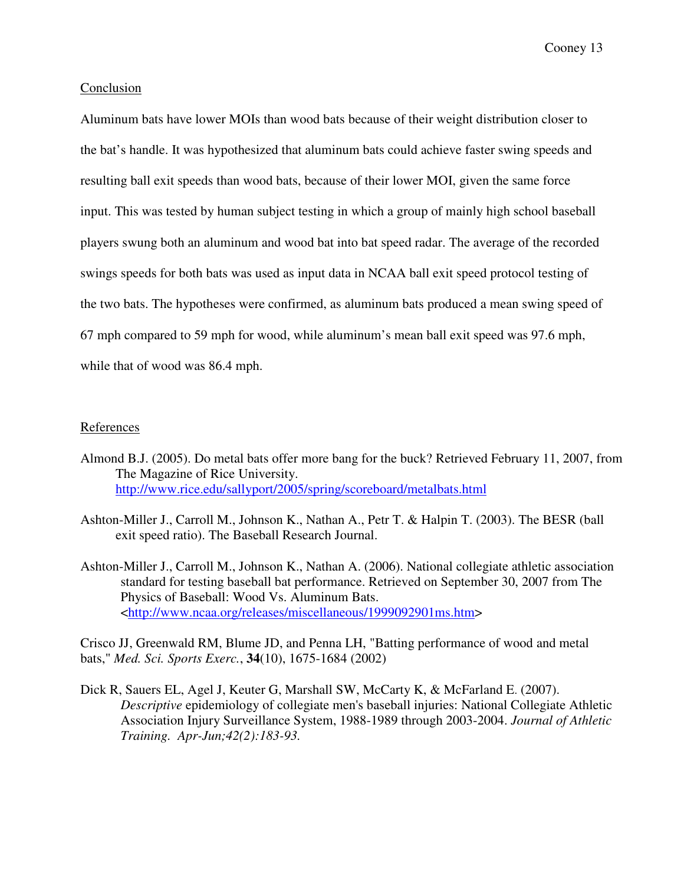## Conclusion

Aluminum bats have lower MOIs than wood bats because of their weight distribution closer to the bat's handle. It was hypothesized that aluminum bats could achieve faster swing speeds and resulting ball exit speeds than wood bats, because of their lower MOI, given the same force input. This was tested by human subject testing in which a group of mainly high school baseball players swung both an aluminum and wood bat into bat speed radar. The average of the recorded swings speeds for both bats was used as input data in NCAA ball exit speed protocol testing of the two bats. The hypotheses were confirmed, as aluminum bats produced a mean swing speed of 67 mph compared to 59 mph for wood, while aluminum's mean ball exit speed was 97.6 mph, while that of wood was 86.4 mph.

## References

Almond B.J. (2005). Do metal bats offer more bang for the buck? Retrieved February 11, 2007, from The Magazine of Rice University. http://www.rice.edu/sallyport/2005/spring/scoreboard/metalbats.html

Ashton-Miller J., Carroll M., Johnson K., Nathan A., Petr T. & Halpin T. (2003). The BESR (ball exit speed ratio). The Baseball Research Journal.

Ashton-Miller J., Carroll M., Johnson K., Nathan A. (2006). National collegiate athletic association standard for testing baseball bat performance. Retrieved on September 30, 2007 from The Physics of Baseball: Wood Vs. Aluminum Bats. <http://www.ncaa.org/releases/miscellaneous/1999092901ms.htm>

Crisco JJ, Greenwald RM, Blume JD, and Penna LH, "Batting performance of wood and metal bats," *Med. Sci. Sports Exerc.*, **34**(10), 1675-1684 (2002)

Dick R, Sauers EL, Agel J, Keuter G, Marshall SW, McCarty K, & McFarland E. (2007). *Descriptive* epidemiology of collegiate men's baseball injuries: National Collegiate Athletic Association Injury Surveillance System, 1988-1989 through 2003-2004. *Journal of Athletic Training. Apr-Jun;42(2):183-93.*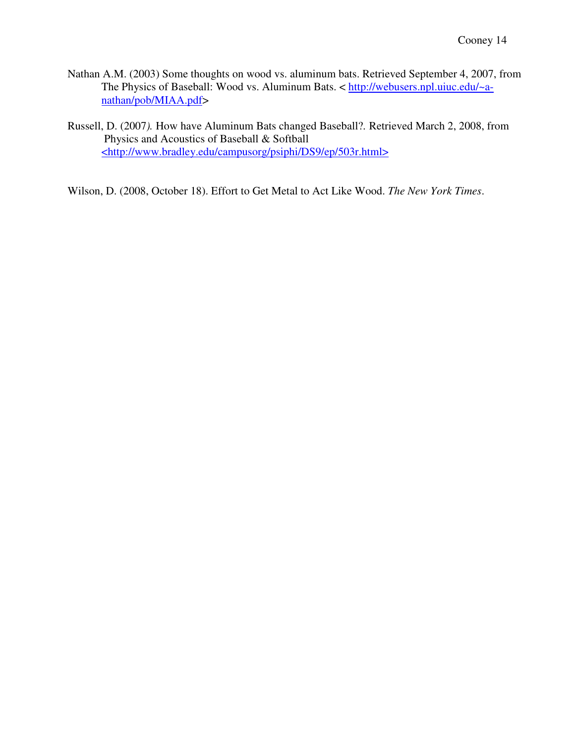Nathan A.M. (2003) Some thoughts on wood vs. aluminum bats. Retrieved September 4, 2007, from The Physics of Baseball: Wood vs. Aluminum Bats. < http://webusers.npl.uiuc.edu/~a-nathan/pob/MIAA.pdf>

Russell, D. (2007). How have Aluminum Bats changed Baseball?. Retrieved March 2, 2008, from Physics and Acoustics of Baseball & Softball <http://www.bradley.edu/campusorg/psiphi/DS9/ep/503r.html>

Wilson, D. (2008, October 18). Effort to Get Metal to Act Like Wood. *The New York Times*.